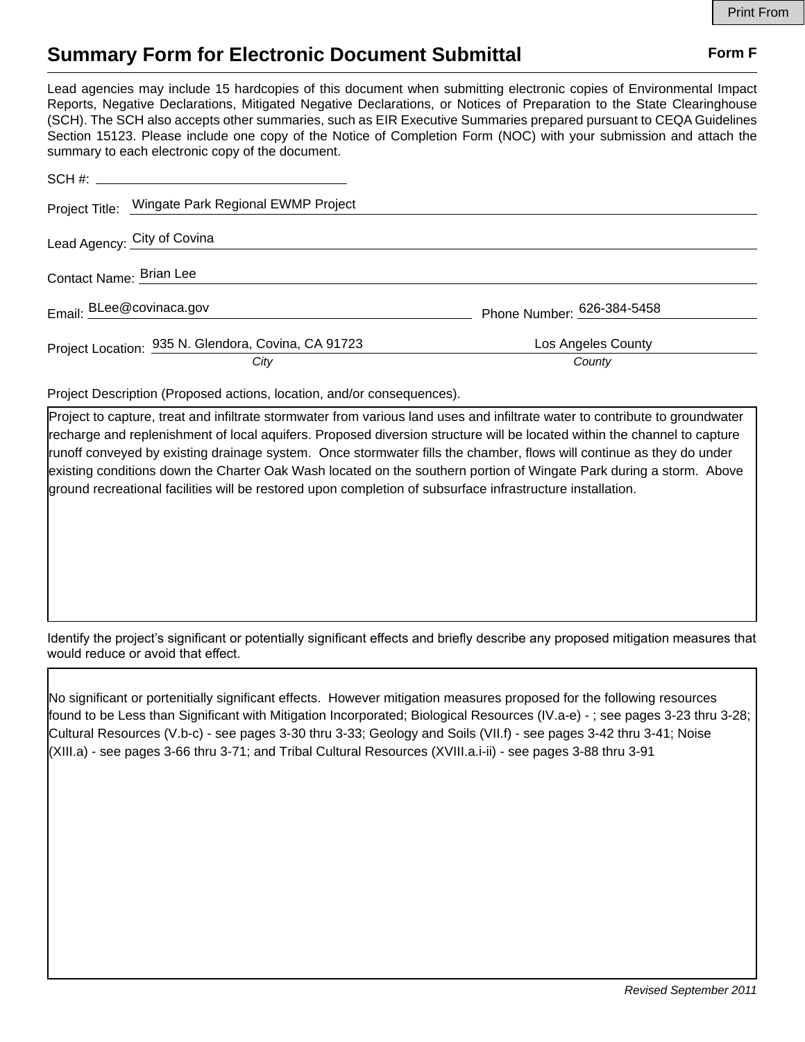# Summary Form for Electronic Document Submittal

**Form F**

Lead agencies may include 15 hardcopies of this document when submitting electronic copies of Environmental Impact Reports, Negative Declarations, Mitigated Negative Declarations, or Notices of Preparation to the State Clearinghouse (SCH). The SCH also accepts other summaries, such as EIR Executive Summaries prepared pursuant to CEQA Guidelines Section 15123. Please include one copy of the Notice of Completion Form (NOC) with your submission and attach the summary to each electronic copy of the document.

SCH #: 

Project Title: Wingate Park Regional EWMP Project

Lead Agency: City of Covina

Contact Name: Brian Lee

Email: BLee@covinaca.gov    Phone Number: 626-384-5458

Project Location: 935 N. Glendora, Covina, CA 91723 (*City*)    Los Angeles County (*County*)

Project Description (Proposed actions, location, and/or consequences).

Project to capture, treat and infiltrate stormwater from various land uses and infiltrate water to contribute to groundwater recharge and replenishment of local aquifers. Proposed diversion structure will be located within the channel to capture runoff conveyed by existing drainage system. Once stormwater fills the chamber, flows will continue as they do under existing conditions down the Charter Oak Wash located on the southern portion of Wingate Park during a storm. Above ground recreational facilities will be restored upon completion of subsurface infrastructure installation.

Identify the project's significant or potentially significant effects and briefly describe any proposed mitigation measures that would reduce or avoid that effect.

No significant or portenitially significant effects. However mitigation measures proposed for the following resources found to be Less than Significant with Mitigation Incorporated; Biological Resources (IV.a-e) - ; see pages 3-23 thru 3-28; Cultural Resources (V.b-c) - see pages 3-30 thru 3-33; Geology and Soils (VII.f) - see pages 3-42 thru 3-41; Noise (XIII.a) - see pages 3-66 thru 3-71; and Tribal Cultural Resources (XVIII.a.i-ii) - see pages 3-88 thru 3-91

*Revised September 2011*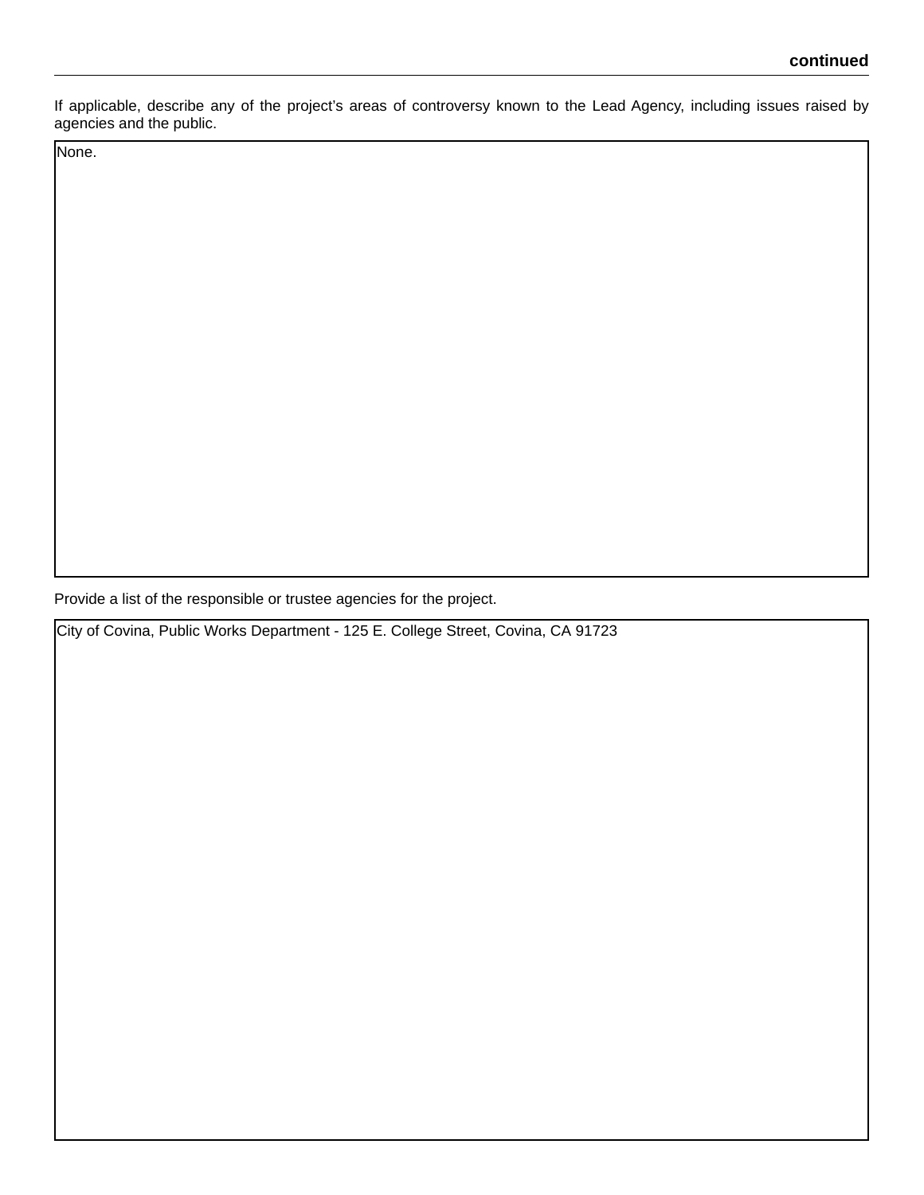**continued**

If applicable, describe any of the project's areas of controversy known to the Lead Agency, including issues raised by agencies and the public.

None.

Provide a list of the responsible or trustee agencies for the project.

City of Covina, Public Works Department - 125 E. College Street, Covina, CA 91723